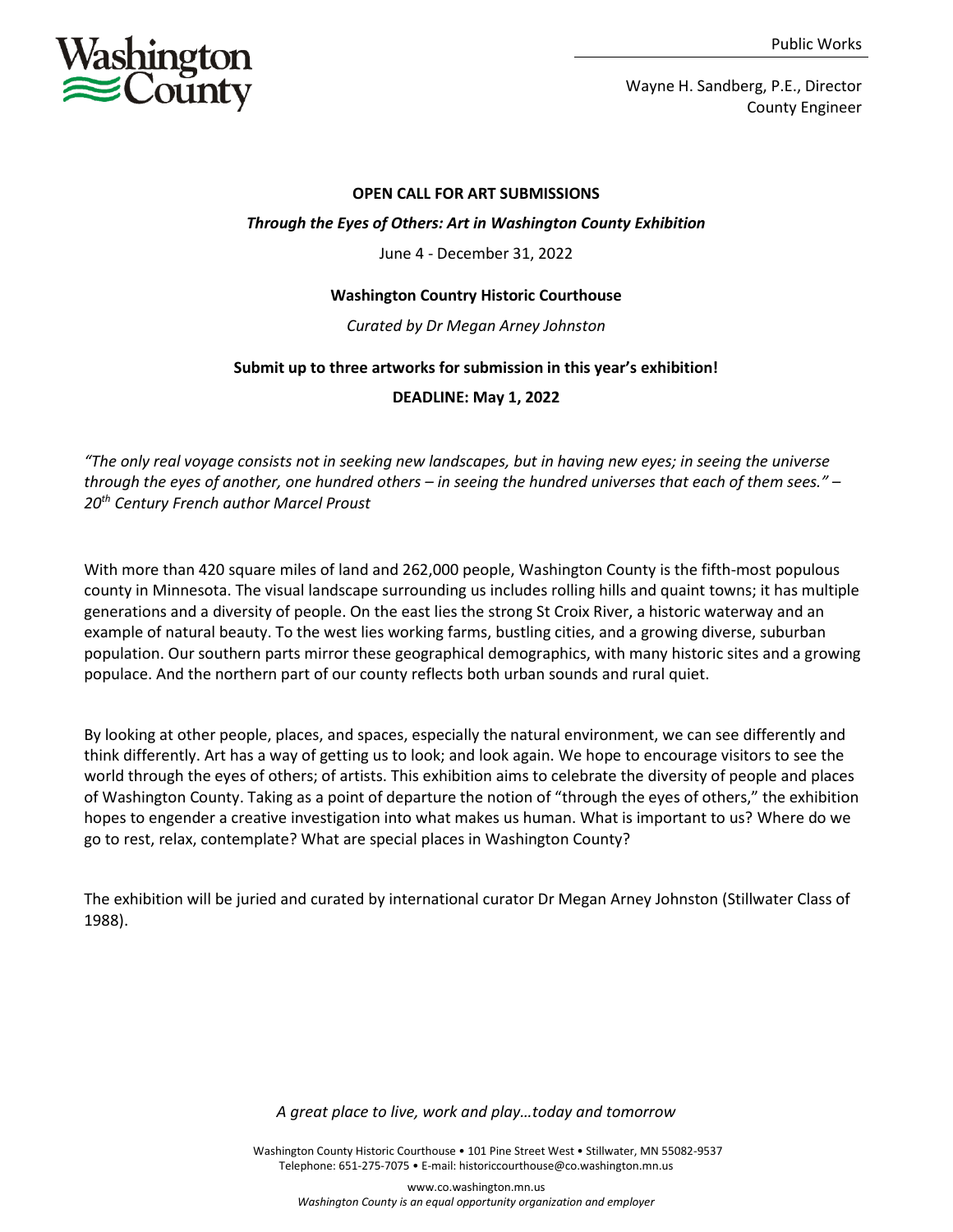Public Works

Wayne H. Sandberg, P.E., Director
County Engineer

**OPEN CALL FOR ART SUBMISSIONS**

***Through the Eyes of Others: Art in Washington County Exhibition***

June 4 - December 31, 2022

**Washington Country Historic Courthouse**

*Curated by Dr Megan Arney Johnston*

**Submit up to three artworks for submission in this year's exhibition!**

**DEADLINE: May 1, 2022**

*"The only real voyage consists not in seeking new landscapes, but in having new eyes; in seeing the universe through the eyes of another, one hundred others – in seeing the hundred universes that each of them sees." – 20th Century French author Marcel Proust*

With more than 420 square miles of land and 262,000 people, Washington County is the fifth-most populous county in Minnesota. The visual landscape surrounding us includes rolling hills and quaint towns; it has multiple generations and a diversity of people. On the east lies the strong St Croix River, a historic waterway and an example of natural beauty. To the west lies working farms, bustling cities, and a growing diverse, suburban population. Our southern parts mirror these geographical demographics, with many historic sites and a growing populace. And the northern part of our county reflects both urban sounds and rural quiet.

By looking at other people, places, and spaces, especially the natural environment, we can see differently and think differently. Art has a way of getting us to look; and look again. We hope to encourage visitors to see the world through the eyes of others; of artists. This exhibition aims to celebrate the diversity of people and places of Washington County. Taking as a point of departure the notion of "through the eyes of others," the exhibition hopes to engender a creative investigation into what makes us human. What is important to us? Where do we go to rest, relax, contemplate? What are special places in Washington County?

The exhibition will be juried and curated by international curator Dr Megan Arney Johnston (Stillwater Class of 1988).

*A great place to live, work and play…today and tomorrow*

Washington County Historic Courthouse • 101 Pine Street West • Stillwater, MN 55082-9537
Telephone: 651-275-7075 • E-mail: historiccourthouse@co.washington.mn.us

www.co.washington.mn.us
*Washington County is an equal opportunity organization and employer*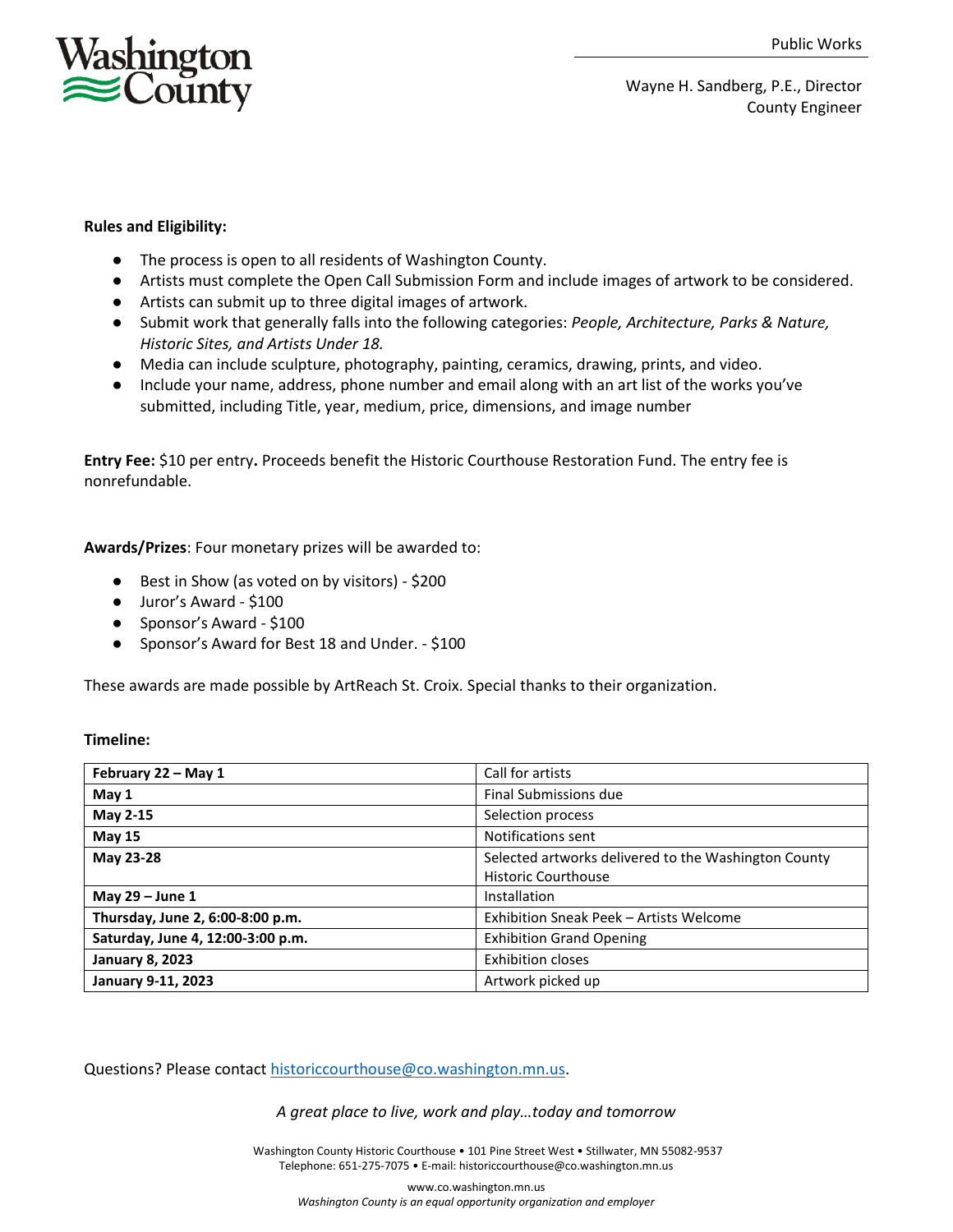**Rules and Eligibility:**

- The process is open to all residents of Washington County.
- Artists must complete the Open Call Submission Form and include images of artwork to be considered.
- Artists can submit up to three digital images of artwork.
- Submit work that generally falls into the following categories: *People, Architecture, Parks & Nature, Historic Sites, and Artists Under 18.*
- Media can include sculpture, photography, painting, ceramics, drawing, prints, and video.
- Include your name, address, phone number and email along with an art list of the works you've submitted, including Title, year, medium, price, dimensions, and image number

**Entry Fee:** $10 per entry**.** Proceeds benefit the Historic Courthouse Restoration Fund. The entry fee is nonrefundable.

**Awards/Prizes**: Four monetary prizes will be awarded to:

- Best in Show (as voted on by visitors) - $200
- Juror's Award - $100
- Sponsor's Award - $100
- Sponsor's Award for Best 18 and Under. - $100

These awards are made possible by ArtReach St. Croix. Special thanks to their organization.

**Timeline:**

| | |
|---|---|
| **February 22 – May 1** | Call for artists |
| **May 1** | Final Submissions due |
| **May 2-15** | Selection process |
| **May 15** | Notifications sent |
| **May 23-28** | Selected artworks delivered to the Washington County Historic Courthouse |
| **May 29 – June 1** | Installation |
| **Thursday, June 2, 6:00-8:00 p.m.** | Exhibition Sneak Peek – Artists Welcome |
| **Saturday, June 4, 12:00-3:00 p.m.** | Exhibition Grand Opening |
| **January 8, 2023** | Exhibition closes |
| **January 9-11, 2023** | Artwork picked up |

Questions? Please contact historiccourthouse@co.washington.mn.us.

*A great place to live, work and play…today and tomorrow*

Washington County Historic Courthouse • 101 Pine Street West • Stillwater, MN 55082-9537
Telephone: 651-275-7075 • E-mail: historiccourthouse@co.washington.mn.us

www.co.washington.mn.us
*Washington County is an equal opportunity organization and employer*